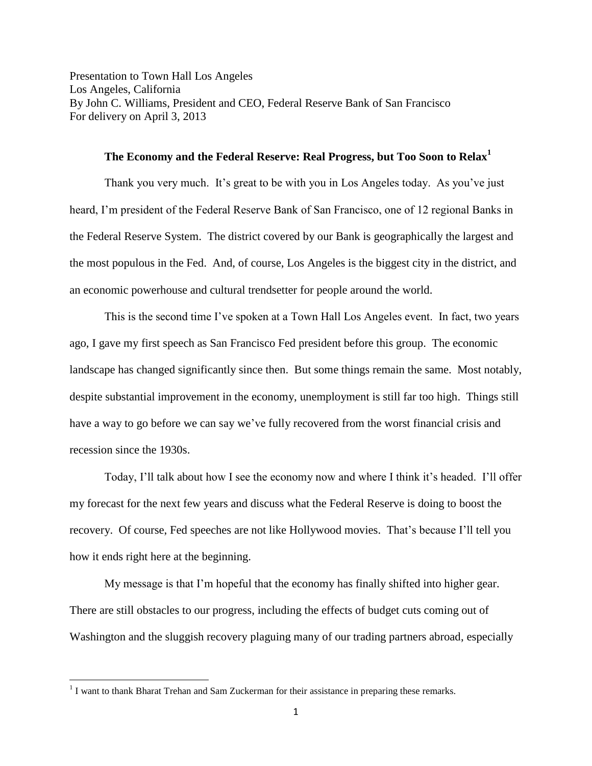Presentation to Town Hall Los Angeles
Los Angeles, California
By John C. Williams, President and CEO, Federal Reserve Bank of San Francisco
For delivery on April 3, 2013

## The Economy and the Federal Reserve: Real Progress, but Too Soon to Relax[1]

Thank you very much. It's great to be with you in Los Angeles today. As you've just heard, I'm president of the Federal Reserve Bank of San Francisco, one of 12 regional Banks in the Federal Reserve System. The district covered by our Bank is geographically the largest and the most populous in the Fed. And, of course, Los Angeles is the biggest city in the district, and an economic powerhouse and cultural trendsetter for people around the world.

This is the second time I've spoken at a Town Hall Los Angeles event. In fact, two years ago, I gave my first speech as San Francisco Fed president before this group. The economic landscape has changed significantly since then. But some things remain the same. Most notably, despite substantial improvement in the economy, unemployment is still far too high. Things still have a way to go before we can say we've fully recovered from the worst financial crisis and recession since the 1930s.

Today, I'll talk about how I see the economy now and where I think it's headed. I'll offer my forecast for the next few years and discuss what the Federal Reserve is doing to boost the recovery. Of course, Fed speeches are not like Hollywood movies. That's because I'll tell you how it ends right here at the beginning.

My message is that I'm hopeful that the economy has finally shifted into higher gear. There are still obstacles to our progress, including the effects of budget cuts coming out of Washington and the sluggish recovery plaguing many of our trading partners abroad, especially

---

[1] I want to thank Bharat Trehan and Sam Zuckerman for their assistance in preparing these remarks.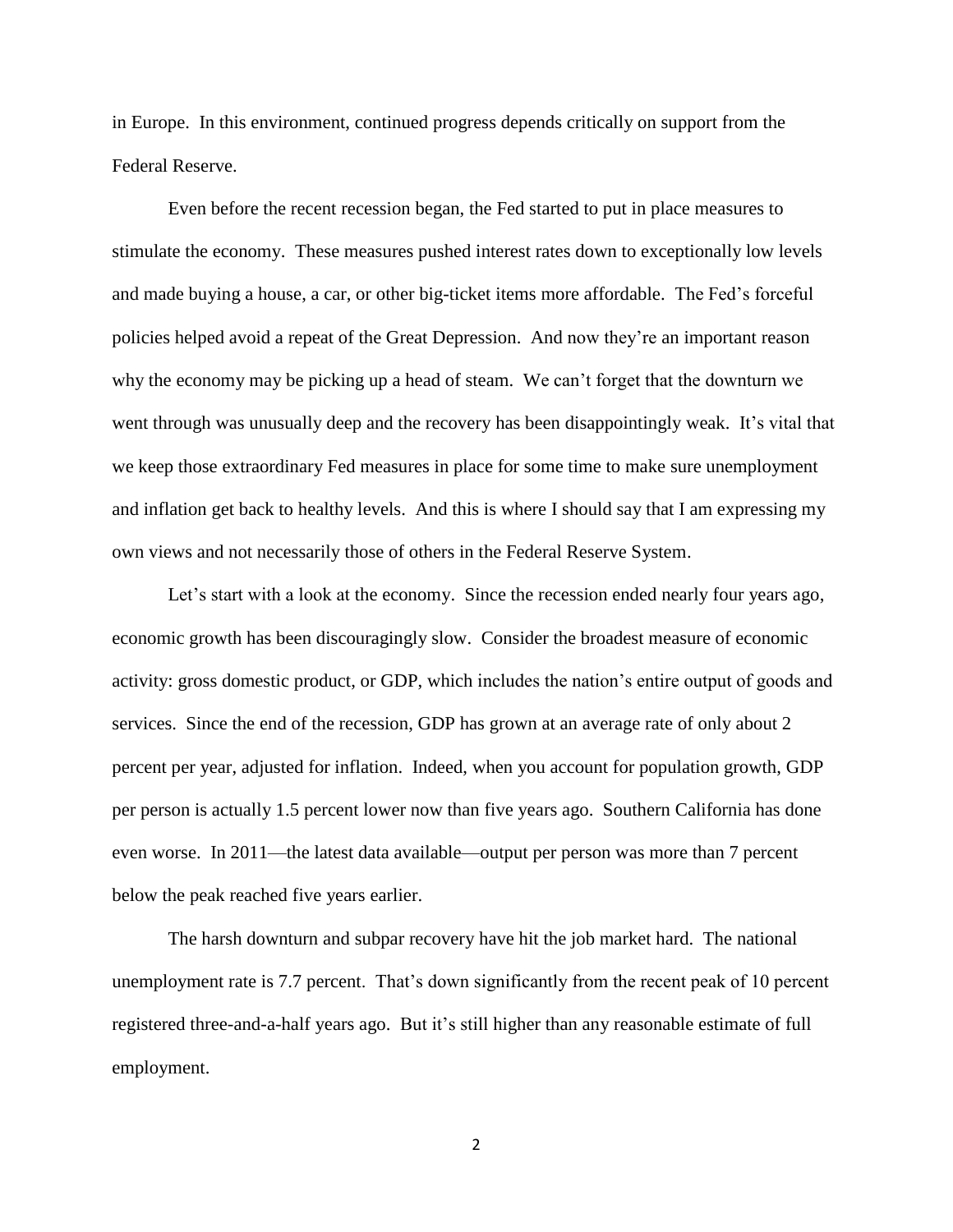in Europe. In this environment, continued progress depends critically on support from the Federal Reserve.

Even before the recent recession began, the Fed started to put in place measures to stimulate the economy. These measures pushed interest rates down to exceptionally low levels and made buying a house, a car, or other big-ticket items more affordable. The Fed's forceful policies helped avoid a repeat of the Great Depression. And now they're an important reason why the economy may be picking up a head of steam. We can't forget that the downturn we went through was unusually deep and the recovery has been disappointingly weak. It's vital that we keep those extraordinary Fed measures in place for some time to make sure unemployment and inflation get back to healthy levels. And this is where I should say that I am expressing my own views and not necessarily those of others in the Federal Reserve System.

Let's start with a look at the economy. Since the recession ended nearly four years ago, economic growth has been discouragingly slow. Consider the broadest measure of economic activity: gross domestic product, or GDP, which includes the nation's entire output of goods and services. Since the end of the recession, GDP has grown at an average rate of only about 2 percent per year, adjusted for inflation. Indeed, when you account for population growth, GDP per person is actually 1.5 percent lower now than five years ago. Southern California has done even worse. In 2011—the latest data available—output per person was more than 7 percent below the peak reached five years earlier.

The harsh downturn and subpar recovery have hit the job market hard. The national unemployment rate is 7.7 percent. That's down significantly from the recent peak of 10 percent registered three-and-a-half years ago. But it's still higher than any reasonable estimate of full employment.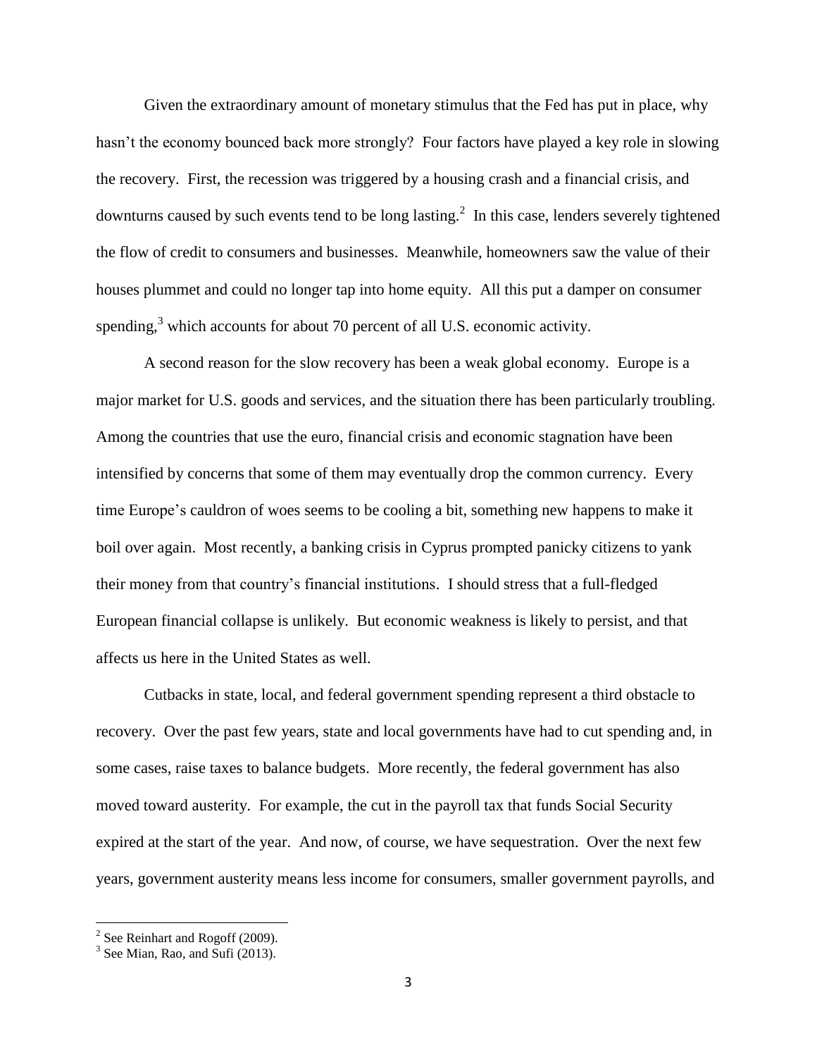Given the extraordinary amount of monetary stimulus that the Fed has put in place, why hasn't the economy bounced back more strongly? Four factors have played a key role in slowing the recovery. First, the recession was triggered by a housing crash and a financial crisis, and downturns caused by such events tend to be long lasting.[2] In this case, lenders severely tightened the flow of credit to consumers and businesses. Meanwhile, homeowners saw the value of their houses plummet and could no longer tap into home equity. All this put a damper on consumer spending,[3] which accounts for about 70 percent of all U.S. economic activity.

A second reason for the slow recovery has been a weak global economy. Europe is a major market for U.S. goods and services, and the situation there has been particularly troubling. Among the countries that use the euro, financial crisis and economic stagnation have been intensified by concerns that some of them may eventually drop the common currency. Every time Europe's cauldron of woes seems to be cooling a bit, something new happens to make it boil over again. Most recently, a banking crisis in Cyprus prompted panicky citizens to yank their money from that country's financial institutions. I should stress that a full-fledged European financial collapse is unlikely. But economic weakness is likely to persist, and that affects us here in the United States as well.

Cutbacks in state, local, and federal government spending represent a third obstacle to recovery. Over the past few years, state and local governments have had to cut spending and, in some cases, raise taxes to balance budgets. More recently, the federal government has also moved toward austerity. For example, the cut in the payroll tax that funds Social Security expired at the start of the year. And now, of course, we have sequestration. Over the next few years, government austerity means less income for consumers, smaller government payrolls, and

---

[2] See Reinhart and Rogoff (2009).

[3] See Mian, Rao, and Sufi (2013).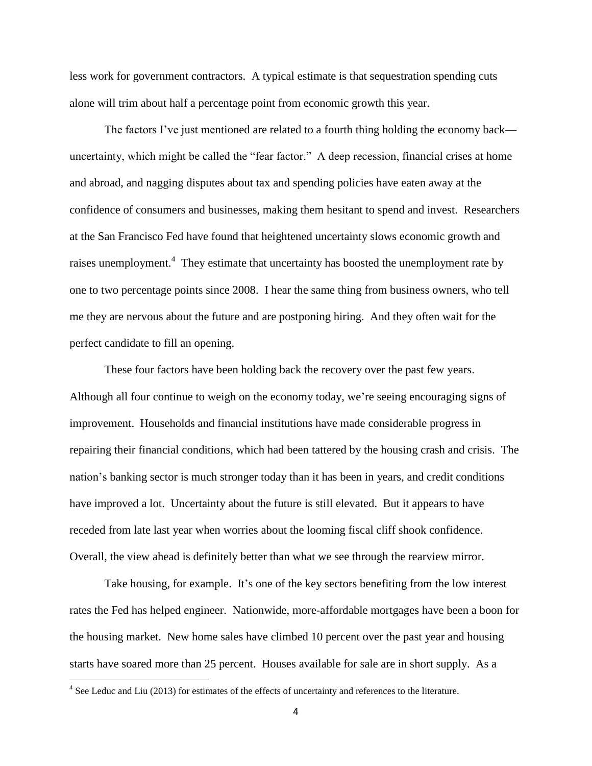less work for government contractors. A typical estimate is that sequestration spending cuts alone will trim about half a percentage point from economic growth this year.

The factors I've just mentioned are related to a fourth thing holding the economy back—uncertainty, which might be called the "fear factor." A deep recession, financial crises at home and abroad, and nagging disputes about tax and spending policies have eaten away at the confidence of consumers and businesses, making them hesitant to spend and invest. Researchers at the San Francisco Fed have found that heightened uncertainty slows economic growth and raises unemployment.[4] They estimate that uncertainty has boosted the unemployment rate by one to two percentage points since 2008. I hear the same thing from business owners, who tell me they are nervous about the future and are postponing hiring. And they often wait for the perfect candidate to fill an opening.

These four factors have been holding back the recovery over the past few years. Although all four continue to weigh on the economy today, we're seeing encouraging signs of improvement. Households and financial institutions have made considerable progress in repairing their financial conditions, which had been tattered by the housing crash and crisis. The nation's banking sector is much stronger today than it has been in years, and credit conditions have improved a lot. Uncertainty about the future is still elevated. But it appears to have receded from late last year when worries about the looming fiscal cliff shook confidence. Overall, the view ahead is definitely better than what we see through the rearview mirror.

Take housing, for example. It's one of the key sectors benefiting from the low interest rates the Fed has helped engineer. Nationwide, more-affordable mortgages have been a boon for the housing market. New home sales have climbed 10 percent over the past year and housing starts have soared more than 25 percent. Houses available for sale are in short supply. As a

---

[4] See Leduc and Liu (2013) for estimates of the effects of uncertainty and references to the literature.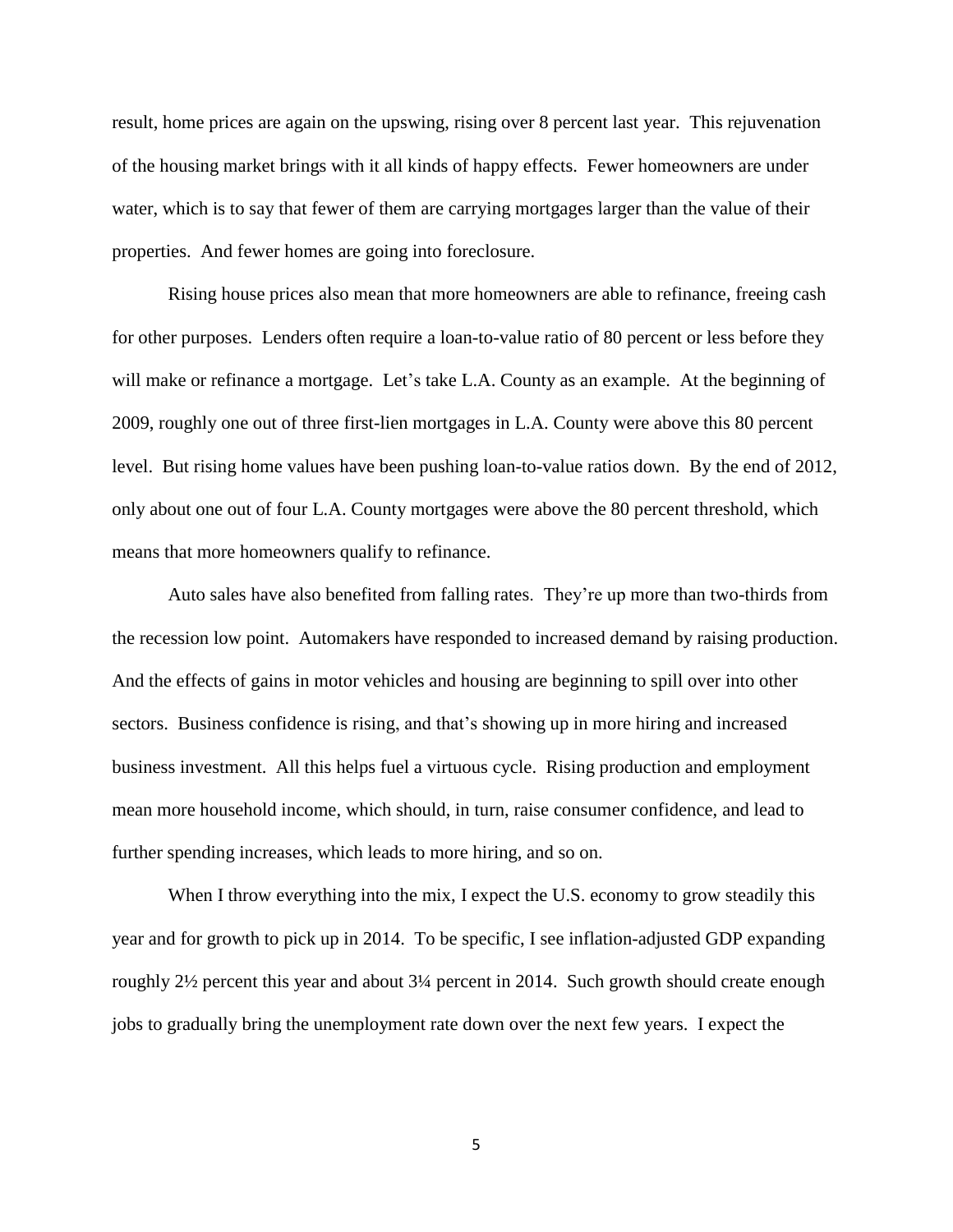result, home prices are again on the upswing, rising over 8 percent last year. This rejuvenation of the housing market brings with it all kinds of happy effects. Fewer homeowners are under water, which is to say that fewer of them are carrying mortgages larger than the value of their properties. And fewer homes are going into foreclosure.

Rising house prices also mean that more homeowners are able to refinance, freeing cash for other purposes. Lenders often require a loan-to-value ratio of 80 percent or less before they will make or refinance a mortgage. Let's take L.A. County as an example. At the beginning of 2009, roughly one out of three first-lien mortgages in L.A. County were above this 80 percent level. But rising home values have been pushing loan-to-value ratios down. By the end of 2012, only about one out of four L.A. County mortgages were above the 80 percent threshold, which means that more homeowners qualify to refinance.

Auto sales have also benefited from falling rates. They're up more than two-thirds from the recession low point. Automakers have responded to increased demand by raising production. And the effects of gains in motor vehicles and housing are beginning to spill over into other sectors. Business confidence is rising, and that's showing up in more hiring and increased business investment. All this helps fuel a virtuous cycle. Rising production and employment mean more household income, which should, in turn, raise consumer confidence, and lead to further spending increases, which leads to more hiring, and so on.

When I throw everything into the mix, I expect the U.S. economy to grow steadily this year and for growth to pick up in 2014. To be specific, I see inflation-adjusted GDP expanding roughly 2½ percent this year and about 3¼ percent in 2014. Such growth should create enough jobs to gradually bring the unemployment rate down over the next few years. I expect the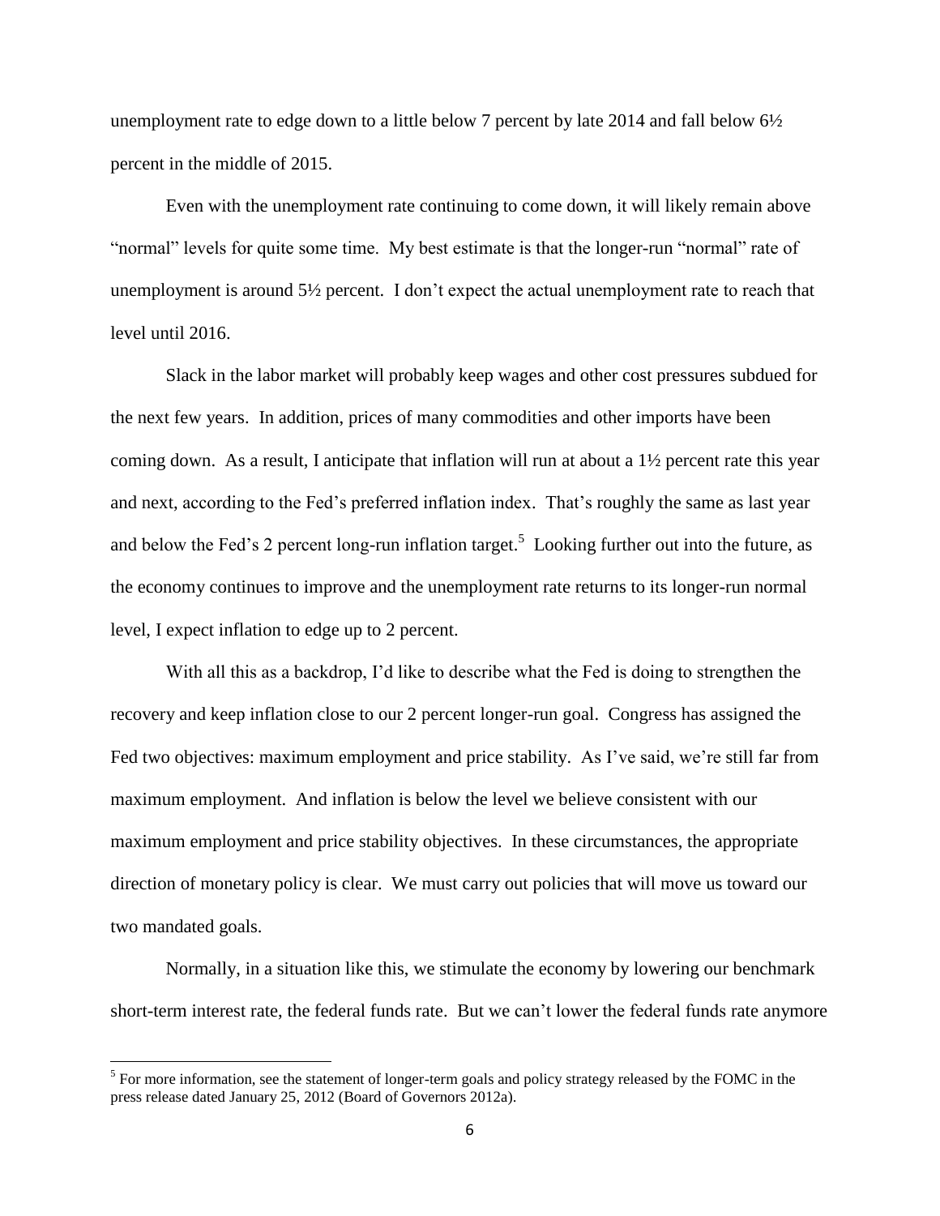unemployment rate to edge down to a little below 7 percent by late 2014 and fall below 6½ percent in the middle of 2015.

Even with the unemployment rate continuing to come down, it will likely remain above "normal" levels for quite some time. My best estimate is that the longer-run "normal" rate of unemployment is around 5½ percent. I don't expect the actual unemployment rate to reach that level until 2016.

Slack in the labor market will probably keep wages and other cost pressures subdued for the next few years. In addition, prices of many commodities and other imports have been coming down. As a result, I anticipate that inflation will run at about a 1½ percent rate this year and next, according to the Fed's preferred inflation index. That's roughly the same as last year and below the Fed's 2 percent long-run inflation target.[5] Looking further out into the future, as the economy continues to improve and the unemployment rate returns to its longer-run normal level, I expect inflation to edge up to 2 percent.

With all this as a backdrop, I'd like to describe what the Fed is doing to strengthen the recovery and keep inflation close to our 2 percent longer-run goal. Congress has assigned the Fed two objectives: maximum employment and price stability. As I've said, we're still far from maximum employment. And inflation is below the level we believe consistent with our maximum employment and price stability objectives. In these circumstances, the appropriate direction of monetary policy is clear. We must carry out policies that will move us toward our two mandated goals.

Normally, in a situation like this, we stimulate the economy by lowering our benchmark short-term interest rate, the federal funds rate. But we can't lower the federal funds rate anymore

[5] For more information, see the statement of longer-term goals and policy strategy released by the FOMC in the press release dated January 25, 2012 (Board of Governors 2012a).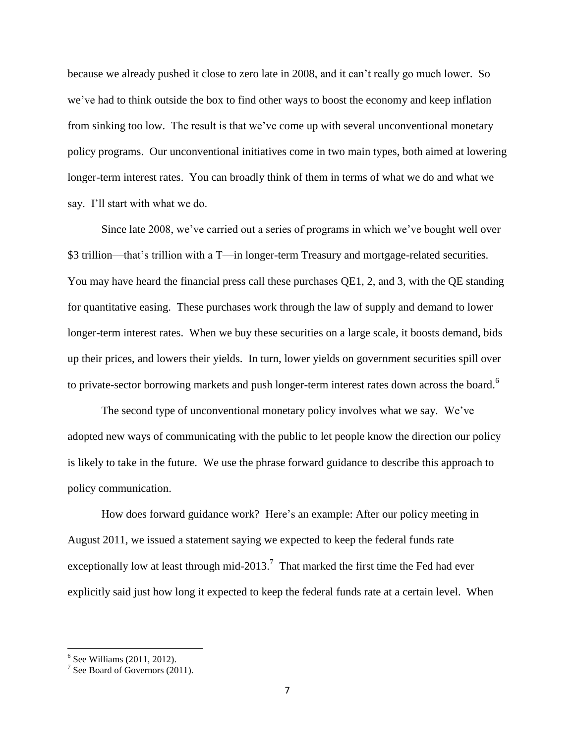because we already pushed it close to zero late in 2008, and it can't really go much lower. So we've had to think outside the box to find other ways to boost the economy and keep inflation from sinking too low. The result is that we've come up with several unconventional monetary policy programs. Our unconventional initiatives come in two main types, both aimed at lowering longer-term interest rates. You can broadly think of them in terms of what we do and what we say. I'll start with what we do.

Since late 2008, we've carried out a series of programs in which we've bought well over \$3 trillion—that's trillion with a T—in longer-term Treasury and mortgage-related securities. You may have heard the financial press call these purchases QE1, 2, and 3, with the QE standing for quantitative easing. These purchases work through the law of supply and demand to lower longer-term interest rates. When we buy these securities on a large scale, it boosts demand, bids up their prices, and lowers their yields. In turn, lower yields on government securities spill over to private-sector borrowing markets and push longer-term interest rates down across the board.[6]

The second type of unconventional monetary policy involves what we say. We've adopted new ways of communicating with the public to let people know the direction our policy is likely to take in the future. We use the phrase forward guidance to describe this approach to policy communication.

How does forward guidance work? Here's an example: After our policy meeting in August 2011, we issued a statement saying we expected to keep the federal funds rate exceptionally low at least through mid-2013.[7] That marked the first time the Fed had ever explicitly said just how long it expected to keep the federal funds rate at a certain level. When

---

[6] See Williams (2011, 2012).

[7] See Board of Governors (2011).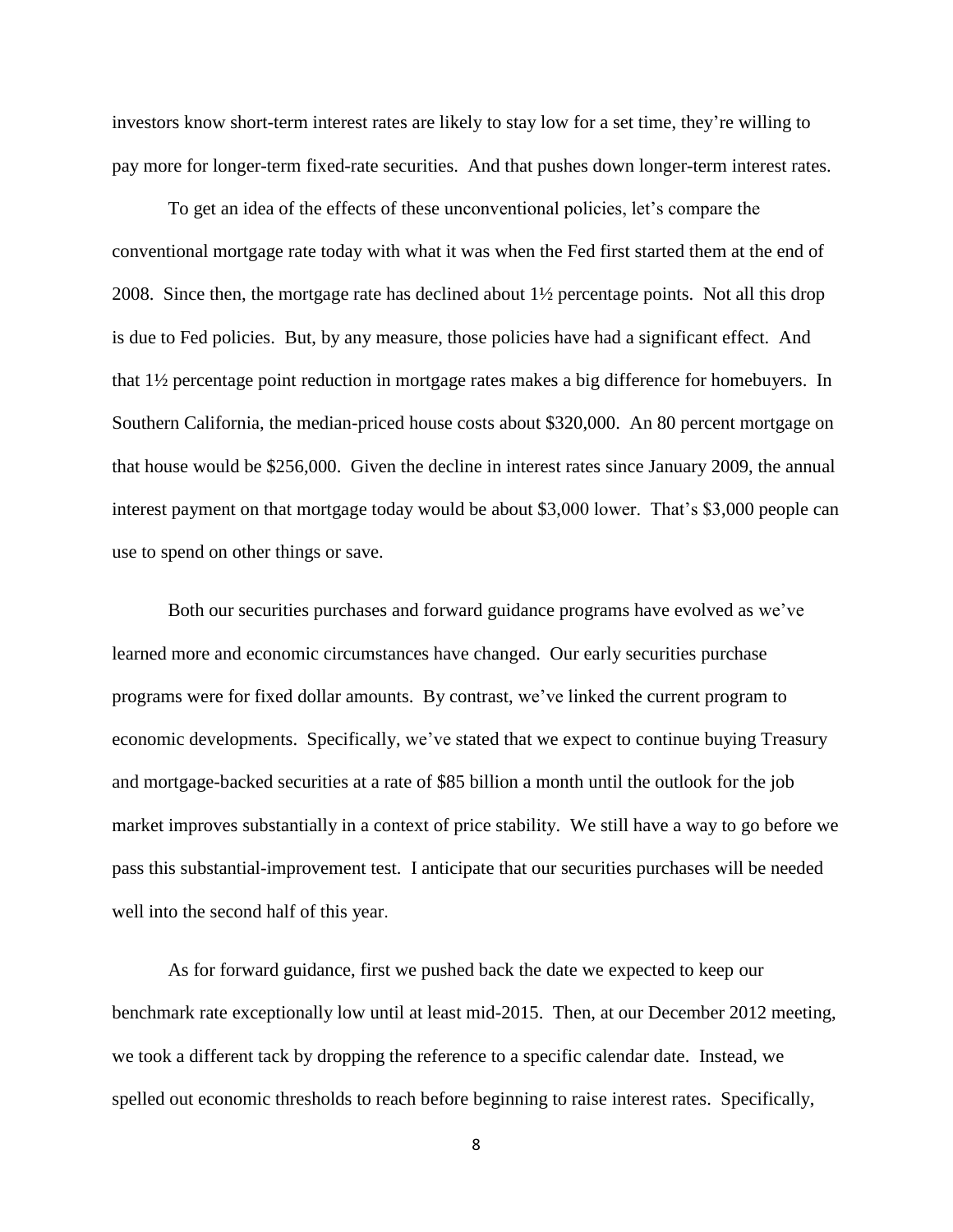investors know short-term interest rates are likely to stay low for a set time, they're willing to pay more for longer-term fixed-rate securities. And that pushes down longer-term interest rates.

To get an idea of the effects of these unconventional policies, let's compare the conventional mortgage rate today with what it was when the Fed first started them at the end of 2008. Since then, the mortgage rate has declined about 1½ percentage points. Not all this drop is due to Fed policies. But, by any measure, those policies have had a significant effect. And that 1½ percentage point reduction in mortgage rates makes a big difference for homebuyers. In Southern California, the median-priced house costs about $320,000. An 80 percent mortgage on that house would be $256,000. Given the decline in interest rates since January 2009, the annual interest payment on that mortgage today would be about $3,000 lower. That's $3,000 people can use to spend on other things or save.

Both our securities purchases and forward guidance programs have evolved as we've learned more and economic circumstances have changed. Our early securities purchase programs were for fixed dollar amounts. By contrast, we've linked the current program to economic developments. Specifically, we've stated that we expect to continue buying Treasury and mortgage-backed securities at a rate of $85 billion a month until the outlook for the job market improves substantially in a context of price stability. We still have a way to go before we pass this substantial-improvement test. I anticipate that our securities purchases will be needed well into the second half of this year.

As for forward guidance, first we pushed back the date we expected to keep our benchmark rate exceptionally low until at least mid-2015. Then, at our December 2012 meeting, we took a different tack by dropping the reference to a specific calendar date. Instead, we spelled out economic thresholds to reach before beginning to raise interest rates. Specifically,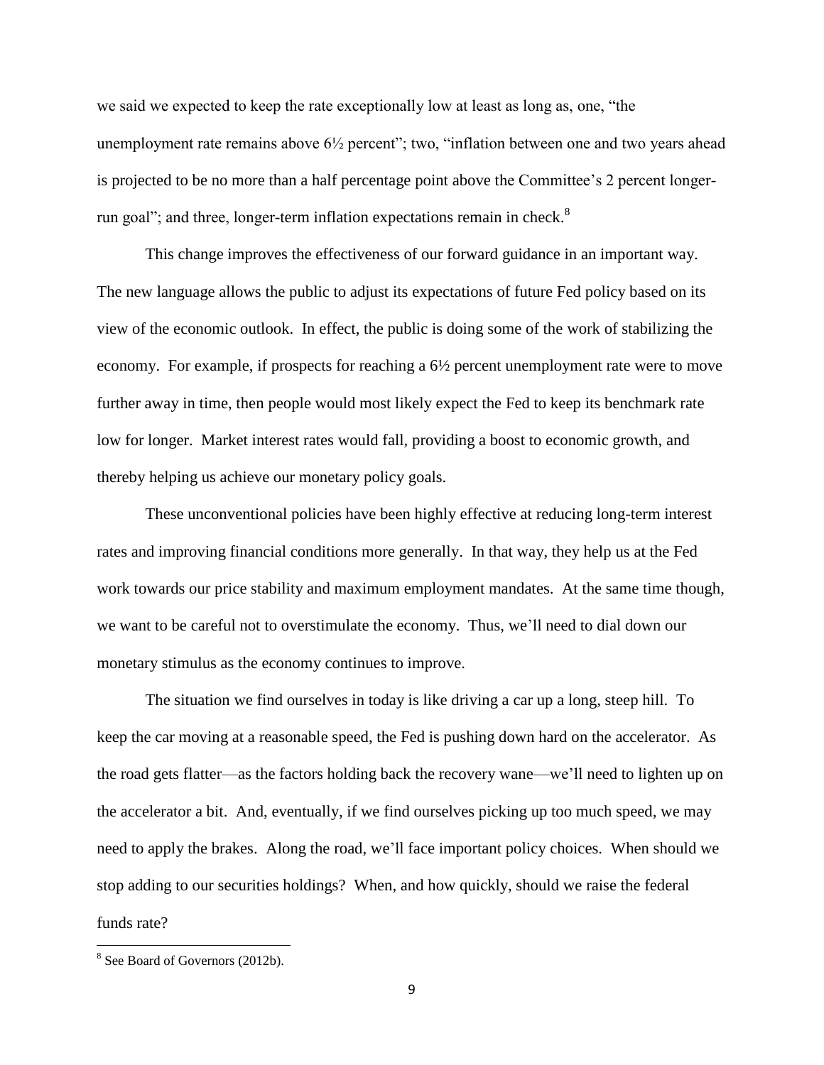we said we expected to keep the rate exceptionally low at least as long as, one, "the unemployment rate remains above 6½ percent"; two, "inflation between one and two years ahead is projected to be no more than a half percentage point above the Committee's 2 percent longer-run goal"; and three, longer-term inflation expectations remain in check.[8]

This change improves the effectiveness of our forward guidance in an important way. The new language allows the public to adjust its expectations of future Fed policy based on its view of the economic outlook. In effect, the public is doing some of the work of stabilizing the economy. For example, if prospects for reaching a 6½ percent unemployment rate were to move further away in time, then people would most likely expect the Fed to keep its benchmark rate low for longer. Market interest rates would fall, providing a boost to economic growth, and thereby helping us achieve our monetary policy goals.

These unconventional policies have been highly effective at reducing long-term interest rates and improving financial conditions more generally. In that way, they help us at the Fed work towards our price stability and maximum employment mandates. At the same time though, we want to be careful not to overstimulate the economy. Thus, we'll need to dial down our monetary stimulus as the economy continues to improve.

The situation we find ourselves in today is like driving a car up a long, steep hill. To keep the car moving at a reasonable speed, the Fed is pushing down hard on the accelerator. As the road gets flatter—as the factors holding back the recovery wane—we'll need to lighten up on the accelerator a bit. And, eventually, if we find ourselves picking up too much speed, we may need to apply the brakes. Along the road, we'll face important policy choices. When should we stop adding to our securities holdings? When, and how quickly, should we raise the federal funds rate?

---

[8] See Board of Governors (2012b).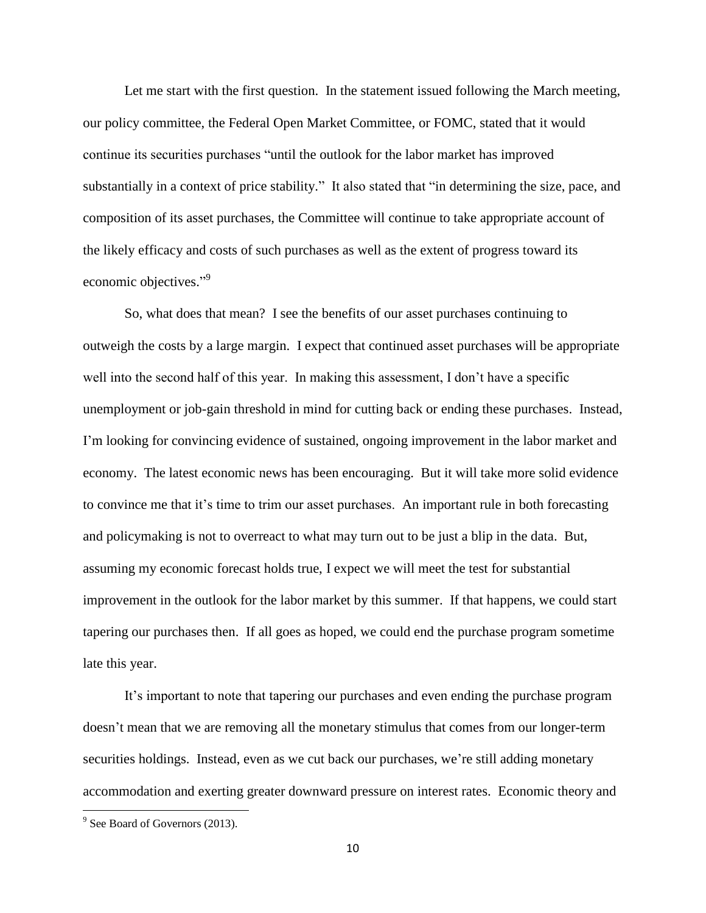Let me start with the first question. In the statement issued following the March meeting, our policy committee, the Federal Open Market Committee, or FOMC, stated that it would continue its securities purchases "until the outlook for the labor market has improved substantially in a context of price stability." It also stated that "in determining the size, pace, and composition of its asset purchases, the Committee will continue to take appropriate account of the likely efficacy and costs of such purchases as well as the extent of progress toward its economic objectives."[9]

So, what does that mean? I see the benefits of our asset purchases continuing to outweigh the costs by a large margin. I expect that continued asset purchases will be appropriate well into the second half of this year. In making this assessment, I don't have a specific unemployment or job-gain threshold in mind for cutting back or ending these purchases. Instead, I'm looking for convincing evidence of sustained, ongoing improvement in the labor market and economy. The latest economic news has been encouraging. But it will take more solid evidence to convince me that it's time to trim our asset purchases. An important rule in both forecasting and policymaking is not to overreact to what may turn out to be just a blip in the data. But, assuming my economic forecast holds true, I expect we will meet the test for substantial improvement in the outlook for the labor market by this summer. If that happens, we could start tapering our purchases then. If all goes as hoped, we could end the purchase program sometime late this year.

It's important to note that tapering our purchases and even ending the purchase program doesn't mean that we are removing all the monetary stimulus that comes from our longer-term securities holdings. Instead, even as we cut back our purchases, we're still adding monetary accommodation and exerting greater downward pressure on interest rates. Economic theory and

[9] See Board of Governors (2013).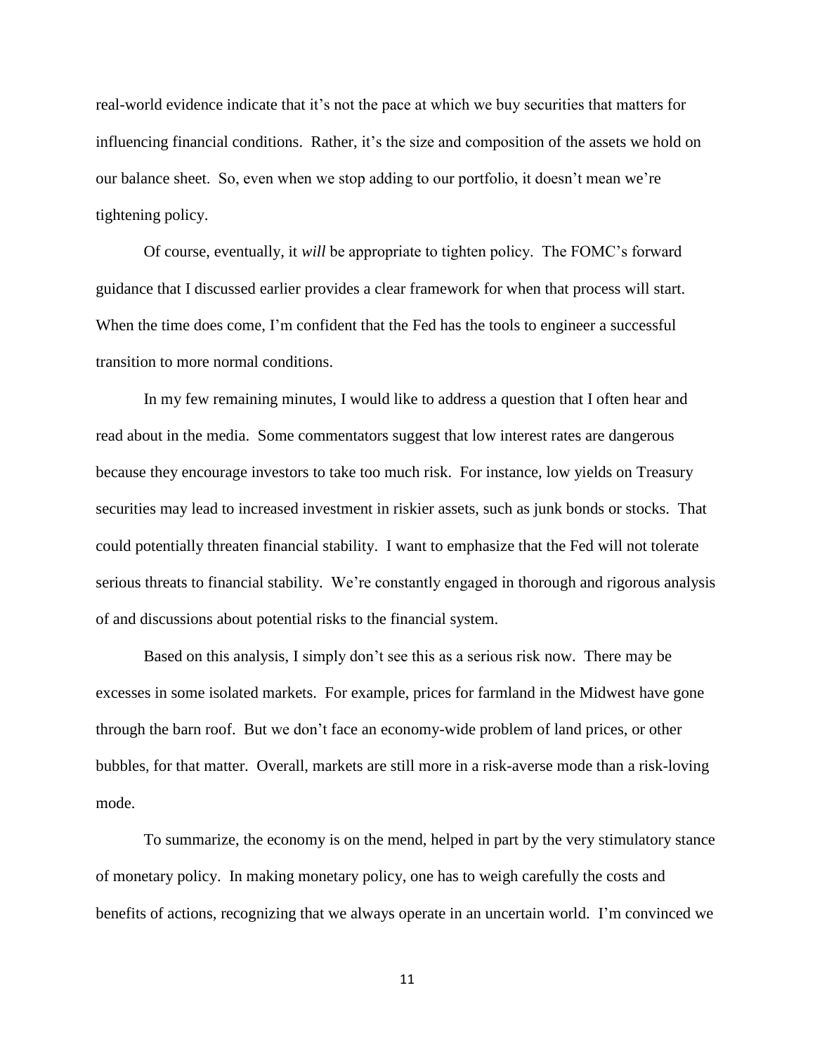real-world evidence indicate that it's not the pace at which we buy securities that matters for influencing financial conditions. Rather, it's the size and composition of the assets we hold on our balance sheet. So, even when we stop adding to our portfolio, it doesn't mean we're tightening policy.

Of course, eventually, it *will* be appropriate to tighten policy. The FOMC's forward guidance that I discussed earlier provides a clear framework for when that process will start. When the time does come, I'm confident that the Fed has the tools to engineer a successful transition to more normal conditions.

In my few remaining minutes, I would like to address a question that I often hear and read about in the media. Some commentators suggest that low interest rates are dangerous because they encourage investors to take too much risk. For instance, low yields on Treasury securities may lead to increased investment in riskier assets, such as junk bonds or stocks. That could potentially threaten financial stability. I want to emphasize that the Fed will not tolerate serious threats to financial stability. We're constantly engaged in thorough and rigorous analysis of and discussions about potential risks to the financial system.

Based on this analysis, I simply don't see this as a serious risk now. There may be excesses in some isolated markets. For example, prices for farmland in the Midwest have gone through the barn roof. But we don't face an economy-wide problem of land prices, or other bubbles, for that matter. Overall, markets are still more in a risk-averse mode than a risk-loving mode.

To summarize, the economy is on the mend, helped in part by the very stimulatory stance of monetary policy. In making monetary policy, one has to weigh carefully the costs and benefits of actions, recognizing that we always operate in an uncertain world. I'm convinced we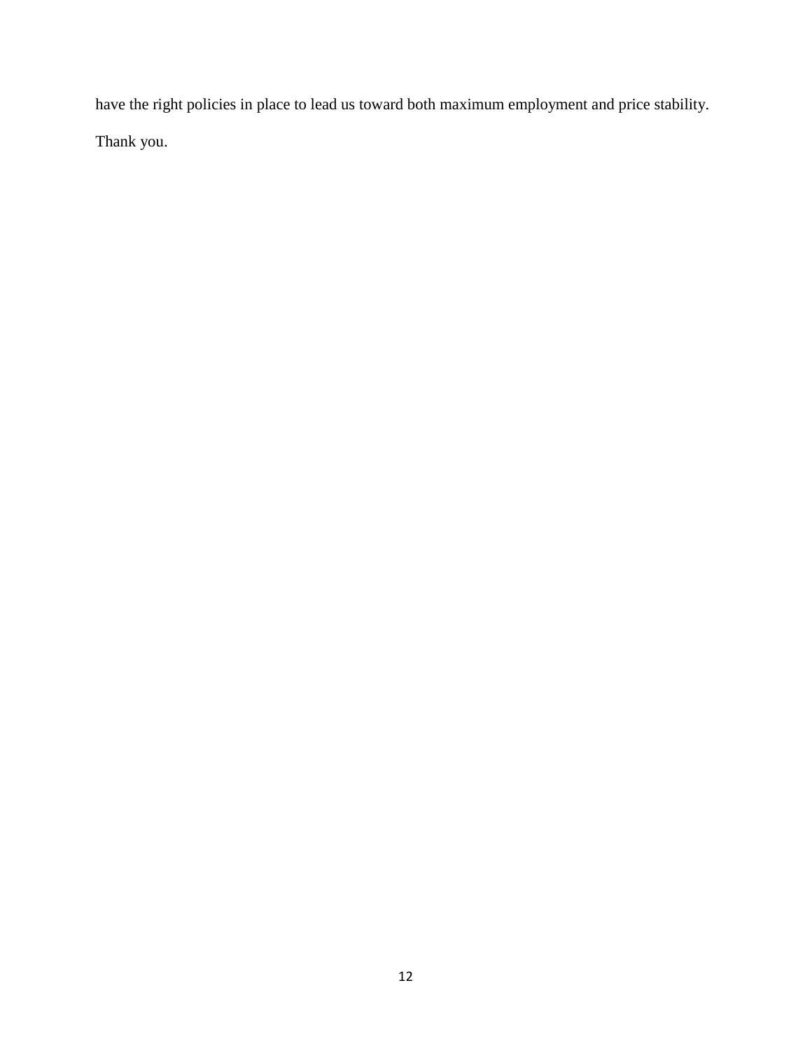have the right policies in place to lead us toward both maximum employment and price stability.

Thank you.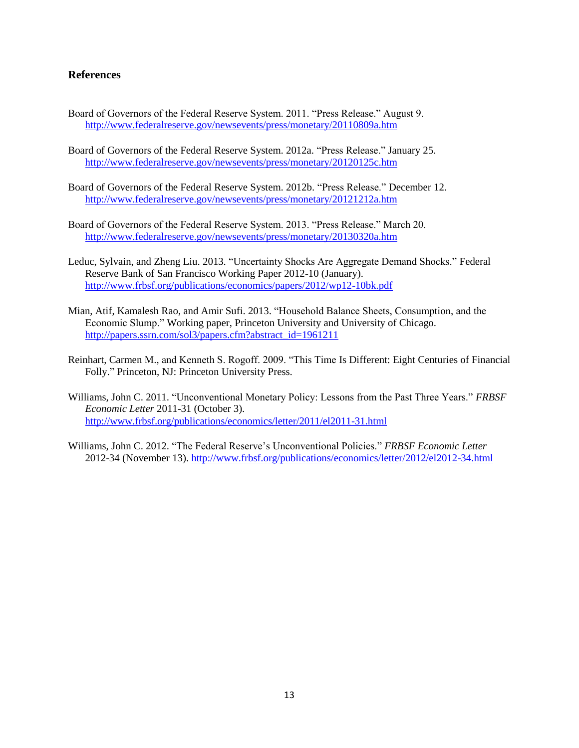## References

Board of Governors of the Federal Reserve System. 2011. "Press Release." August 9. http://www.federalreserve.gov/newsevents/press/monetary/20110809a.htm

Board of Governors of the Federal Reserve System. 2012a. "Press Release." January 25. http://www.federalreserve.gov/newsevents/press/monetary/20120125c.htm

Board of Governors of the Federal Reserve System. 2012b. "Press Release." December 12. http://www.federalreserve.gov/newsevents/press/monetary/20121212a.htm

Board of Governors of the Federal Reserve System. 2013. "Press Release." March 20. http://www.federalreserve.gov/newsevents/press/monetary/20130320a.htm

Leduc, Sylvain, and Zheng Liu. 2013. "Uncertainty Shocks Are Aggregate Demand Shocks." Federal Reserve Bank of San Francisco Working Paper 2012-10 (January). http://www.frbsf.org/publications/economics/papers/2012/wp12-10bk.pdf

Mian, Atif, Kamalesh Rao, and Amir Sufi. 2013. "Household Balance Sheets, Consumption, and the Economic Slump." Working paper, Princeton University and University of Chicago. http://papers.ssrn.com/sol3/papers.cfm?abstract_id=1961211

Reinhart, Carmen M., and Kenneth S. Rogoff. 2009. "This Time Is Different: Eight Centuries of Financial Folly." Princeton, NJ: Princeton University Press.

Williams, John C. 2011. "Unconventional Monetary Policy: Lessons from the Past Three Years." *FRBSF Economic Letter* 2011-31 (October 3). http://www.frbsf.org/publications/economics/letter/2011/el2011-31.html

Williams, John C. 2012. "The Federal Reserve's Unconventional Policies." *FRBSF Economic Letter* 2012-34 (November 13). http://www.frbsf.org/publications/economics/letter/2012/el2012-34.html